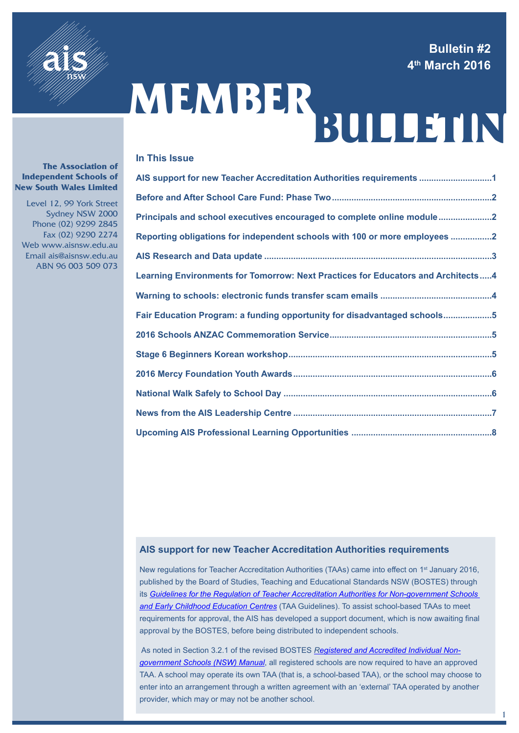# MEMBER BULLETIN

**Bulletin #2**
**4th March 2016**

**The Association of Independent Schools of New South Wales Limited**

Level 12, 99 York Street
Sydney NSW 2000
Phone (02) 9299 2845
Fax (02) 9290 2274
Web www.aisnsw.edu.au
Email ais@aisnsw.edu.au
ABN 96 003 509 073

## In This Issue

**AIS support for new Teacher Accreditation Authorities requirements** .............................1

**Before and After School Care Fund: Phase Two** .............................2

**Principals and school executives encouraged to complete online module** .............................2

**Reporting obligations for independent schools with 100 or more employees** .............................2

**AIS Research and Data update** .............................3

**Learning Environments for Tomorrow: Next Practices for Educators and Architects** .....4

**Warning to schools: electronic funds transfer scam emails** .............................4

**Fair Education Program: a funding opportunity for disadvantaged schools** .............................5

**2016 Schools ANZAC Commemoration Service** .............................5

**Stage 6 Beginners Korean workshop** .............................5

**2016 Mercy Foundation Youth Awards** .............................6

**National Walk Safely to School Day** .............................6

**News from the AIS Leadership Centre** .............................7

**Upcoming AIS Professional Learning Opportunities** .............................8

## AIS support for new Teacher Accreditation Authorities requirements

New regulations for Teacher Accreditation Authorities (TAAs) came into effect on 1st January 2016, published by the Board of Studies, Teaching and Educational Standards NSW (BOSTES) through its *Guidelines for the Regulation of Teacher Accreditation Authorities for Non-government Schools and Early Childhood Education Centres* (TAA Guidelines). To assist school-based TAAs to meet requirements for approval, the AIS has developed a support document, which is now awaiting final approval by the BOSTES, before being distributed to independent schools.

As noted in Section 3.2.1 of the revised BOSTES *Registered and Accredited Individual Non-government Schools (NSW) Manual*, all registered schools are now required to have an approved TAA. A school may operate its own TAA (that is, a school-based TAA), or the school may choose to enter into an arrangement through a written agreement with an 'external' TAA operated by another provider, which may or may not be another school.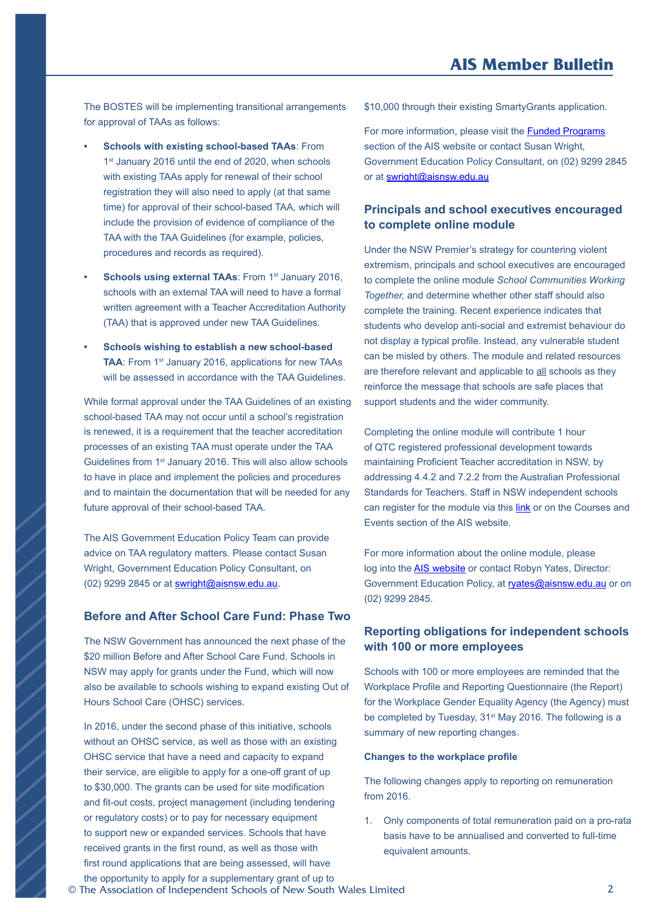The BOSTES will be implementing transitional arrangements for approval of TAAs as follows:

- **Schools with existing school-based TAAs**: From 1st January 2016 until the end of 2020, when schools with existing TAAs apply for renewal of their school registration they will also need to apply (at that same time) for approval of their school-based TAA, which will include the provision of evidence of compliance of the TAA with the TAA Guidelines (for example, policies, procedures and records as required).
- **Schools using external TAAs**: From 1st January 2016, schools with an external TAA will need to have a formal written agreement with a Teacher Accreditation Authority (TAA) that is approved under new TAA Guidelines.
- **Schools wishing to establish a new school-based TAA**: From 1st January 2016, applications for new TAAs will be assessed in accordance with the TAA Guidelines.

While formal approval under the TAA Guidelines of an existing school-based TAA may not occur until a school's registration is renewed, it is a requirement that the teacher accreditation processes of an existing TAA must operate under the TAA Guidelines from 1st January 2016. This will also allow schools to have in place and implement the policies and procedures and to maintain the documentation that will be needed for any future approval of their school-based TAA.

The AIS Government Education Policy Team can provide advice on TAA regulatory matters. Please contact Susan Wright, Government Education Policy Consultant, on (02) 9299 2845 or at swright@aisnsw.edu.au.

### Before and After School Care Fund: Phase Two

The NSW Government has announced the next phase of the $20 million Before and After School Care Fund. Schools in NSW may apply for grants under the Fund, which will now also be available to schools wishing to expand existing Out of Hours School Care (OHSC) services.

In 2016, under the second phase of this initiative, schools without an OHSC service, as well as those with an existing OHSC service that have a need and capacity to expand their service, are eligible to apply for a one-off grant of up to $30,000. The grants can be used for site modification and fit-out costs, project management (including tendering or regulatory costs) or to pay for necessary equipment to support new or expanded services. Schools that have received grants in the first round, as well as those with first round applications that are being assessed, will have the opportunity to apply for a supplementary grant of up to $10,000 through their existing SmartyGrants application.

For more information, please visit the Funded Programs section of the AIS website or contact Susan Wright, Government Education Policy Consultant, on (02) 9299 2845 or at swright@aisnsw.edu.au

### Principals and school executives encouraged to complete online module

Under the NSW Premier's strategy for countering violent extremism, principals and school executives are encouraged to complete the online module *School Communities Working Together,* and determine whether other staff should also complete the training. Recent experience indicates that students who develop anti-social and extremist behaviour do not display a typical profile. Instead, any vulnerable student can be misled by others. The module and related resources are therefore relevant and applicable to all schools as they reinforce the message that schools are safe places that support students and the wider community.

Completing the online module will contribute 1 hour of QTC registered professional development towards maintaining Proficient Teacher accreditation in NSW, by addressing 4.4.2 and 7.2.2 from the Australian Professional Standards for Teachers. Staff in NSW independent schools can register for the module via this link or on the Courses and Events section of the AIS website.

For more information about the online module, please log into the AIS website or contact Robyn Yates, Director: Government Education Policy, at ryates@aisnsw.edu.au or on (02) 9299 2845.

### Reporting obligations for independent schools with 100 or more employees

Schools with 100 or more employees are reminded that the Workplace Profile and Reporting Questionnaire (the Report) for the Workplace Gender Equality Agency (the Agency) must be completed by Tuesday, 31st May 2016. The following is a summary of new reporting changes.

#### Changes to the workplace profile

The following changes apply to reporting on remuneration from 2016.

1. Only components of total remuneration paid on a pro-rata basis have to be annualised and converted to full-time equivalent amounts.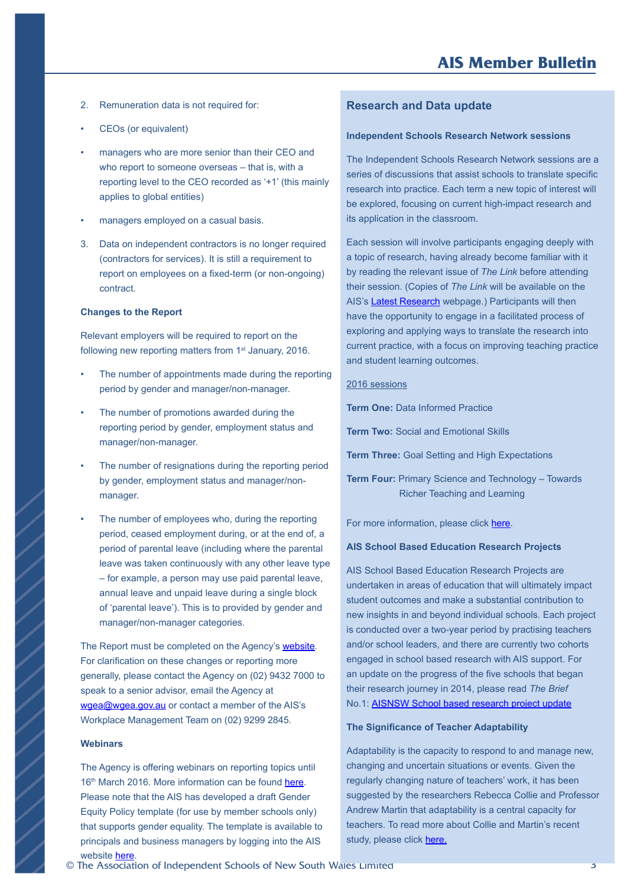2. Remuneration data is not required for:

- CEOs (or equivalent)
- managers who are more senior than their CEO and who report to someone overseas – that is, with a reporting level to the CEO recorded as '+1' (this mainly applies to global entities)
- managers employed on a casual basis.

3. Data on independent contractors is no longer required (contractors for services). It is still a requirement to report on employees on a fixed-term (or non-ongoing) contract.

**Changes to the Report**

Relevant employers will be required to report on the following new reporting matters from 1st January, 2016.

- The number of appointments made during the reporting period by gender and manager/non-manager.
- The number of promotions awarded during the reporting period by gender, employment status and manager/non-manager.
- The number of resignations during the reporting period by gender, employment status and manager/non-manager.
- The number of employees who, during the reporting period, ceased employment during, or at the end of, a period of parental leave (including where the parental leave was taken continuously with any other leave type – for example, a person may use paid parental leave, annual leave and unpaid leave during a single block of 'parental leave'). This is to provided by gender and manager/non-manager categories.

The Report must be completed on the Agency's website. For clarification on these changes or reporting more generally, please contact the Agency on (02) 9432 7000 to speak to a senior advisor, email the Agency at wgea@wgea.gov.au or contact a member of the AIS's Workplace Management Team on (02) 9299 2845.

**Webinars**

The Agency is offering webinars on reporting topics until 16th March 2016. More information can be found here. Please note that the AIS has developed a draft Gender Equity Policy template (for use by member schools only) that supports gender equality. The template is available to principals and business managers by logging into the AIS website here.

## Research and Data update

**Independent Schools Research Network sessions**

The Independent Schools Research Network sessions are a series of discussions that assist schools to translate specific research into practice. Each term a new topic of interest will be explored, focusing on current high-impact research and its application in the classroom.

Each session will involve participants engaging deeply with a topic of research, having already become familiar with it by reading the relevant issue of *The Link* before attending their session. (Copies of *The Link* will be available on the AIS's Latest Research webpage.) Participants will then have the opportunity to engage in a facilitated process of exploring and applying ways to translate the research into current practice, with a focus on improving teaching practice and student learning outcomes.

2016 sessions

**Term One:** Data Informed Practice

**Term Two:** Social and Emotional Skills

**Term Three:** Goal Setting and High Expectations

**Term Four:** Primary Science and Technology – Towards Richer Teaching and Learning

For more information, please click here.

**AIS School Based Education Research Projects**

AIS School Based Education Research Projects are undertaken in areas of education that will ultimately impact student outcomes and make a substantial contribution to new insights in and beyond individual schools. Each project is conducted over a two-year period by practising teachers and/or school leaders, and there are currently two cohorts engaged in school based research with AIS support. For an update on the progress of the five schools that began their research journey in 2014, please read *The Brief* No.1: AISNSW School based research project update

**The Significance of Teacher Adaptability**

Adaptability is the capacity to respond to and manage new, changing and uncertain situations or events. Given the regularly changing nature of teachers' work, it has been suggested by the researchers Rebecca Collie and Professor Andrew Martin that adaptability is a central capacity for teachers. To read more about Collie and Martin's recent study, please click here.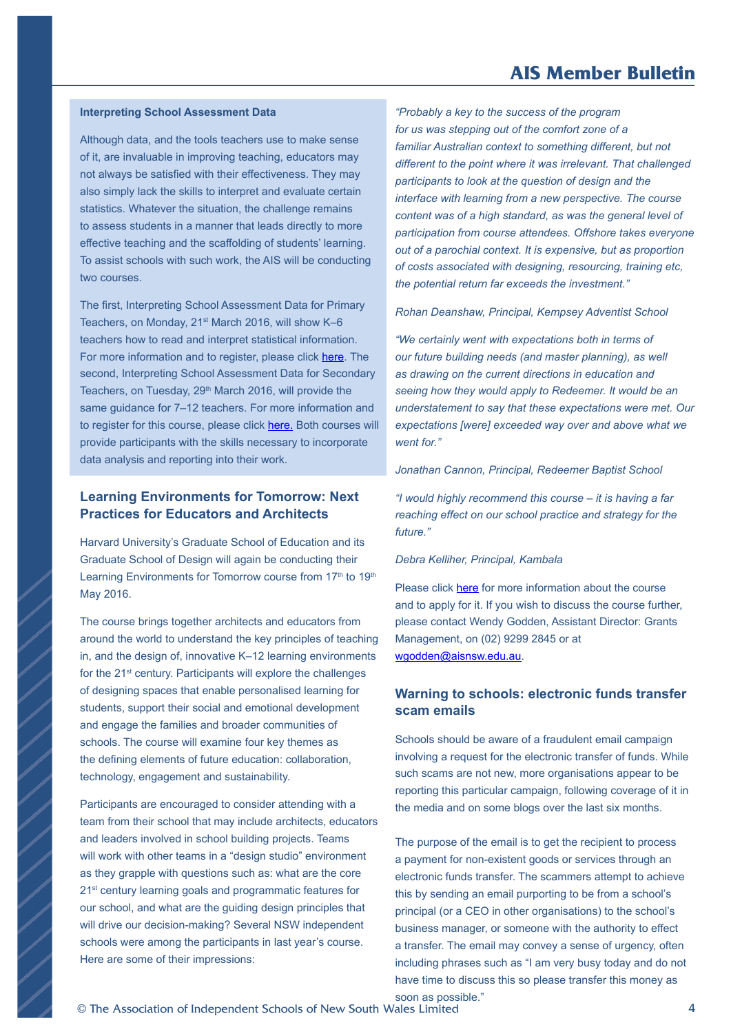## Interpreting School Assessment Data

Although data, and the tools teachers use to make sense of it, are invaluable in improving teaching, educators may not always be satisfied with their effectiveness. They may also simply lack the skills to interpret and evaluate certain statistics. Whatever the situation, the challenge remains to assess students in a manner that leads directly to more effective teaching and the scaffolding of students' learning. To assist schools with such work, the AIS will be conducting two courses.

The first, Interpreting School Assessment Data for Primary Teachers, on Monday, 21st March 2016, will show K–6 teachers how to read and interpret statistical information. For more information and to register, please click here. The second, Interpreting School Assessment Data for Secondary Teachers, on Tuesday, 29th March 2016, will provide the same guidance for 7–12 teachers. For more information and to register for this course, please click here. Both courses will provide participants with the skills necessary to incorporate data analysis and reporting into their work.

## Learning Environments for Tomorrow: Next Practices for Educators and Architects

Harvard University's Graduate School of Education and its Graduate School of Design will again be conducting their Learning Environments for Tomorrow course from 17th to 19th May 2016.

The course brings together architects and educators from around the world to understand the key principles of teaching in, and the design of, innovative K–12 learning environments for the 21st century. Participants will explore the challenges of designing spaces that enable personalised learning for students, support their social and emotional development and engage the families and broader communities of schools. The course will examine four key themes as the defining elements of future education: collaboration, technology, engagement and sustainability.

Participants are encouraged to consider attending with a team from their school that may include architects, educators and leaders involved in school building projects. Teams will work with other teams in a "design studio" environment as they grapple with questions such as: what are the core 21st century learning goals and programmatic features for our school, and what are the guiding design principles that will drive our decision-making? Several NSW independent schools were among the participants in last year's course. Here are some of their impressions:

*"Probably a key to the success of the program for us was stepping out of the comfort zone of a familiar Australian context to something different, but not different to the point where it was irrelevant. That challenged participants to look at the question of design and the interface with learning from a new perspective. The course content was of a high standard, as was the general level of participation from course attendees. Offshore takes everyone out of a parochial context. It is expensive, but as proportion of costs associated with designing, resourcing, training etc, the potential return far exceeds the investment."*

*Rohan Deanshaw, Principal, Kempsey Adventist School*

*"We certainly went with expectations both in terms of our future building needs (and master planning), as well as drawing on the current directions in education and seeing how they would apply to Redeemer. It would be an understatement to say that these expectations were met. Our expectations [were] exceeded way over and above what we went for."*

*Jonathan Cannon, Principal, Redeemer Baptist School*

*"I would highly recommend this course – it is having a far reaching effect on our school practice and strategy for the future."*

*Debra Kelliher, Principal, Kambala*

Please click here for more information about the course and to apply for it. If you wish to discuss the course further, please contact Wendy Godden, Assistant Director: Grants Management, on (02) 9299 2845 or at wgodden@aisnsw.edu.au.

## Warning to schools: electronic funds transfer scam emails

Schools should be aware of a fraudulent email campaign involving a request for the electronic transfer of funds. While such scams are not new, more organisations appear to be reporting this particular campaign, following coverage of it in the media and on some blogs over the last six months.

The purpose of the email is to get the recipient to process a payment for non-existent goods or services through an electronic funds transfer. The scammers attempt to achieve this by sending an email purporting to be from a school's principal (or a CEO in other organisations) to the school's business manager, or someone with the authority to effect a transfer. The email may convey a sense of urgency, often including phrases such as "I am very busy today and do not have time to discuss this so please transfer this money as soon as possible."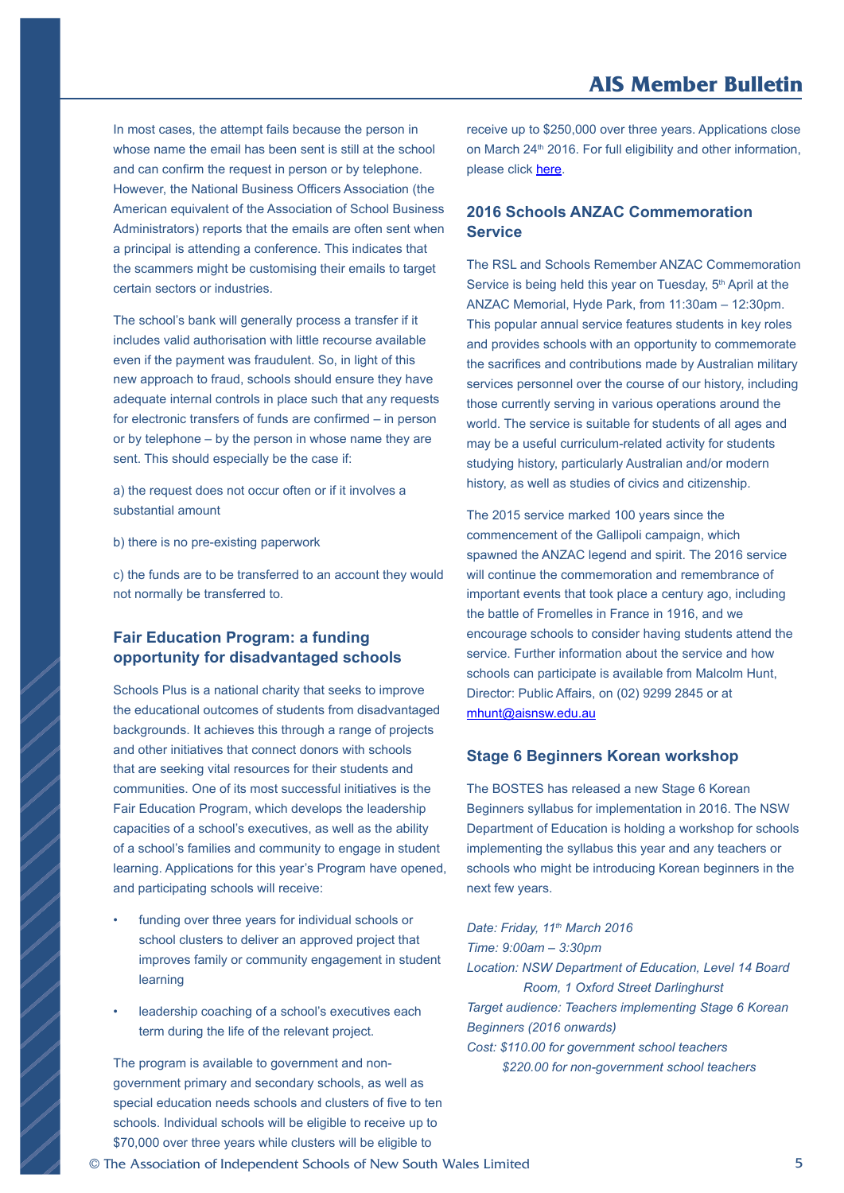In most cases, the attempt fails because the person in whose name the email has been sent is still at the school and can confirm the request in person or by telephone. However, the National Business Officers Association (the American equivalent of the Association of School Business Administrators) reports that the emails are often sent when a principal is attending a conference. This indicates that the scammers might be customising their emails to target certain sectors or industries.

The school's bank will generally process a transfer if it includes valid authorisation with little recourse available even if the payment was fraudulent. So, in light of this new approach to fraud, schools should ensure they have adequate internal controls in place such that any requests for electronic transfers of funds are confirmed – in person or by telephone – by the person in whose name they are sent. This should especially be the case if:

a) the request does not occur often or if it involves a substantial amount

b) there is no pre-existing paperwork

c) the funds are to be transferred to an account they would not normally be transferred to.

### Fair Education Program: a funding opportunity for disadvantaged schools

Schools Plus is a national charity that seeks to improve the educational outcomes of students from disadvantaged backgrounds. It achieves this through a range of projects and other initiatives that connect donors with schools that are seeking vital resources for their students and communities. One of its most successful initiatives is the Fair Education Program, which develops the leadership capacities of a school's executives, as well as the ability of a school's families and community to engage in student learning. Applications for this year's Program have opened, and participating schools will receive:

- funding over three years for individual schools or school clusters to deliver an approved project that improves family or community engagement in student learning
- leadership coaching of a school's executives each term during the life of the relevant project.

The program is available to government and non-government primary and secondary schools, as well as special education needs schools and clusters of five to ten schools. Individual schools will be eligible to receive up to $70,000 over three years while clusters will be eligible to receive up to $250,000 over three years. Applications close on March 24th 2016. For full eligibility and other information, please click here.

### 2016 Schools ANZAC Commemoration Service

The RSL and Schools Remember ANZAC Commemoration Service is being held this year on Tuesday, 5th April at the ANZAC Memorial, Hyde Park, from 11:30am – 12:30pm. This popular annual service features students in key roles and provides schools with an opportunity to commemorate the sacrifices and contributions made by Australian military services personnel over the course of our history, including those currently serving in various operations around the world. The service is suitable for students of all ages and may be a useful curriculum-related activity for students studying history, particularly Australian and/or modern history, as well as studies of civics and citizenship.

The 2015 service marked 100 years since the commencement of the Gallipoli campaign, which spawned the ANZAC legend and spirit. The 2016 service will continue the commemoration and remembrance of important events that took place a century ago, including the battle of Fromelles in France in 1916, and we encourage schools to consider having students attend the service. Further information about the service and how schools can participate is available from Malcolm Hunt, Director: Public Affairs, on (02) 9299 2845 or at mhunt@aisnsw.edu.au

### Stage 6 Beginners Korean workshop

The BOSTES has released a new Stage 6 Korean Beginners syllabus for implementation in 2016. The NSW Department of Education is holding a workshop for schools implementing the syllabus this year and any teachers or schools who might be introducing Korean beginners in the next few years.

*Date: Friday, 11th March 2016*
*Time: 9:00am – 3:30pm*
*Location: NSW Department of Education, Level 14 Board Room, 1 Oxford Street Darlinghurst*
*Target audience: Teachers implementing Stage 6 Korean Beginners (2016 onwards)*
*Cost: $110.00 for government school teachers*
*$220.00 for non-government school teachers*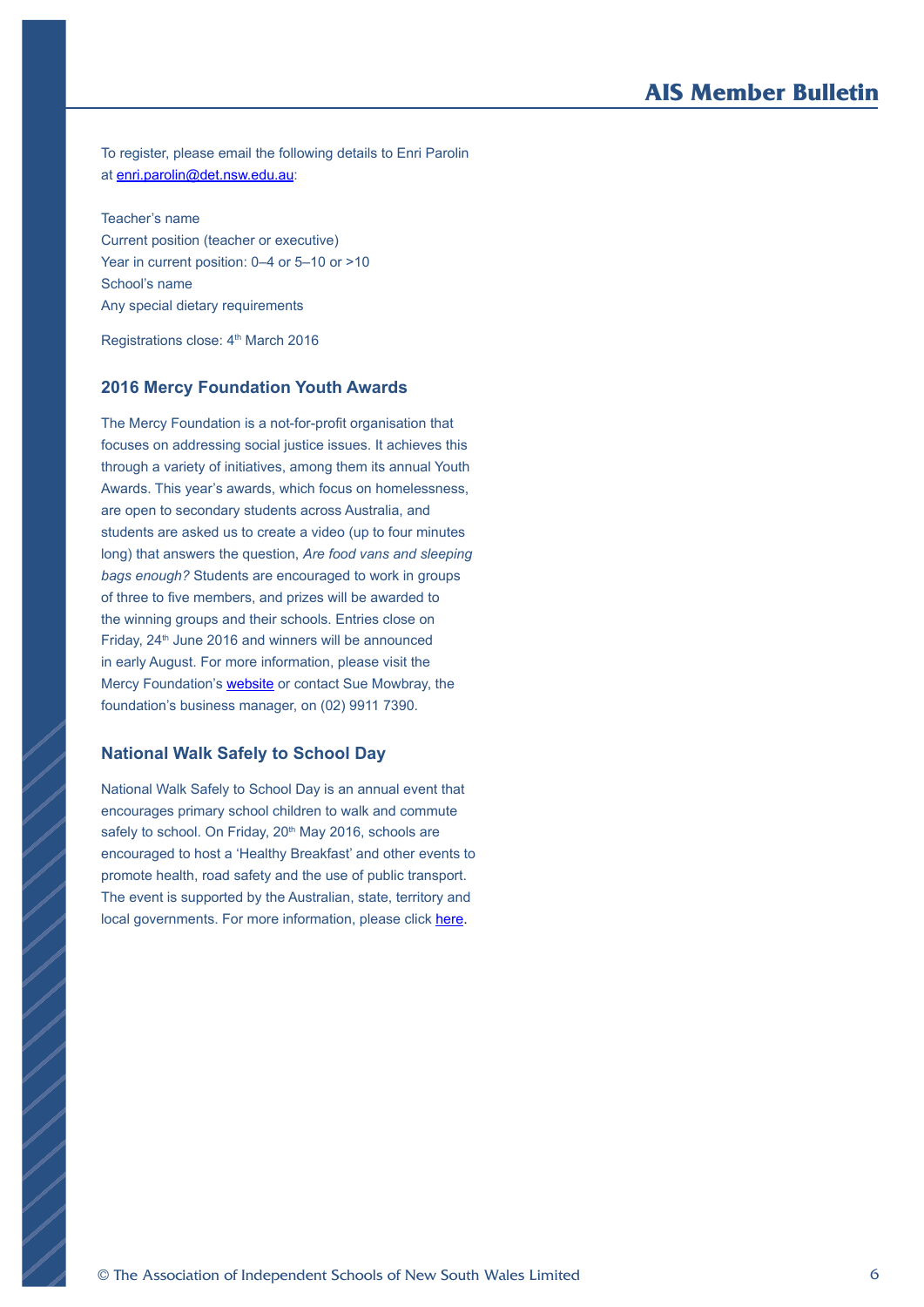To register, please email the following details to Enri Parolin at [enri.parolin@det.nsw.edu.au](mailto:enri.parolin@det.nsw.edu.au):

Teacher's name
Current position (teacher or executive)
Year in current position: 0–4 or 5–10 or >10
School's name
Any special dietary requirements

Registrations close: 4th March 2016

### 2016 Mercy Foundation Youth Awards

The Mercy Foundation is a not-for-profit organisation that focuses on addressing social justice issues. It achieves this through a variety of initiatives, among them its annual Youth Awards. This year's awards, which focus on homelessness, are open to secondary students across Australia, and students are asked us to create a video (up to four minutes long) that answers the question, *Are food vans and sleeping bags enough?* Students are encouraged to work in groups of three to five members, and prizes will be awarded to the winning groups and their schools. Entries close on Friday, 24th June 2016 and winners will be announced in early August. For more information, please visit the Mercy Foundation's website or contact Sue Mowbray, the foundation's business manager, on (02) 9911 7390.

### National Walk Safely to School Day

National Walk Safely to School Day is an annual event that encourages primary school children to walk and commute safely to school. On Friday, 20th May 2016, schools are encouraged to host a 'Healthy Breakfast' and other events to promote health, road safety and the use of public transport. The event is supported by the Australian, state, territory and local governments. For more information, please click here.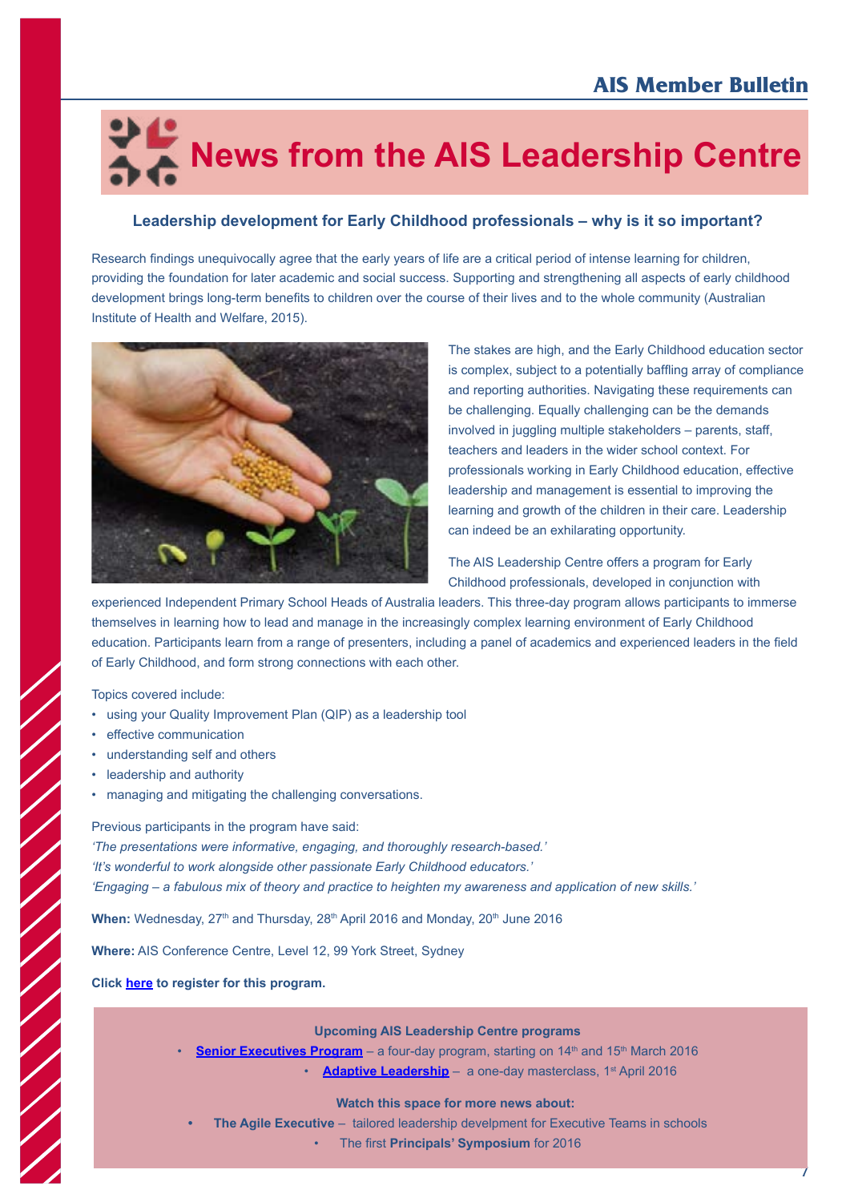# News from the AIS Leadership Centre

### Leadership development for Early Childhood professionals – why is it so important?

Research findings unequivocally agree that the early years of life are a critical period of intense learning for children, providing the foundation for later academic and social success. Supporting and strengthening all aspects of early childhood development brings long-term benefits to children over the course of their lives and to the whole community (Australian Institute of Health and Welfare, 2015).

The stakes are high, and the Early Childhood education sector is complex, subject to a potentially baffling array of compliance and reporting authorities. Navigating these requirements can be challenging. Equally challenging can be the demands involved in juggling multiple stakeholders – parents, staff, teachers and leaders in the wider school context. For professionals working in Early Childhood education, effective leadership and management is essential to improving the learning and growth of the children in their care. Leadership can indeed be an exhilarating opportunity.

The AIS Leadership Centre offers a program for Early Childhood professionals, developed in conjunction with experienced Independent Primary School Heads of Australia leaders. This three-day program allows participants to immerse themselves in learning how to lead and manage in the increasingly complex learning environment of Early Childhood education. Participants learn from a range of presenters, including a panel of academics and experienced leaders in the field of Early Childhood, and form strong connections with each other.

Topics covered include:

- using your Quality Improvement Plan (QIP) as a leadership tool
- effective communication
- understanding self and others
- leadership and authority
- managing and mitigating the challenging conversations.

Previous participants in the program have said:
*'The presentations were informative, engaging, and thoroughly research-based.'*
*'It's wonderful to work alongside other passionate Early Childhood educators.'*
*'Engaging – a fabulous mix of theory and practice to heighten my awareness and application of new skills.'*

**When:** Wednesday, 27th and Thursday, 28th April 2016 and Monday, 20th June 2016

**Where:** AIS Conference Centre, Level 12, 99 York Street, Sydney

**Click here to register for this program.**

**Upcoming AIS Leadership Centre programs**

- **Senior Executives Program** – a four-day program, starting on 14th and 15th March 2016
- **Adaptive Leadership** – a one-day masterclass, 1st April 2016

**Watch this space for more news about:**

- **The Agile Executive** – tailored leadership develpment for Executive Teams in schools
- The first **Principals' Symposium** for 2016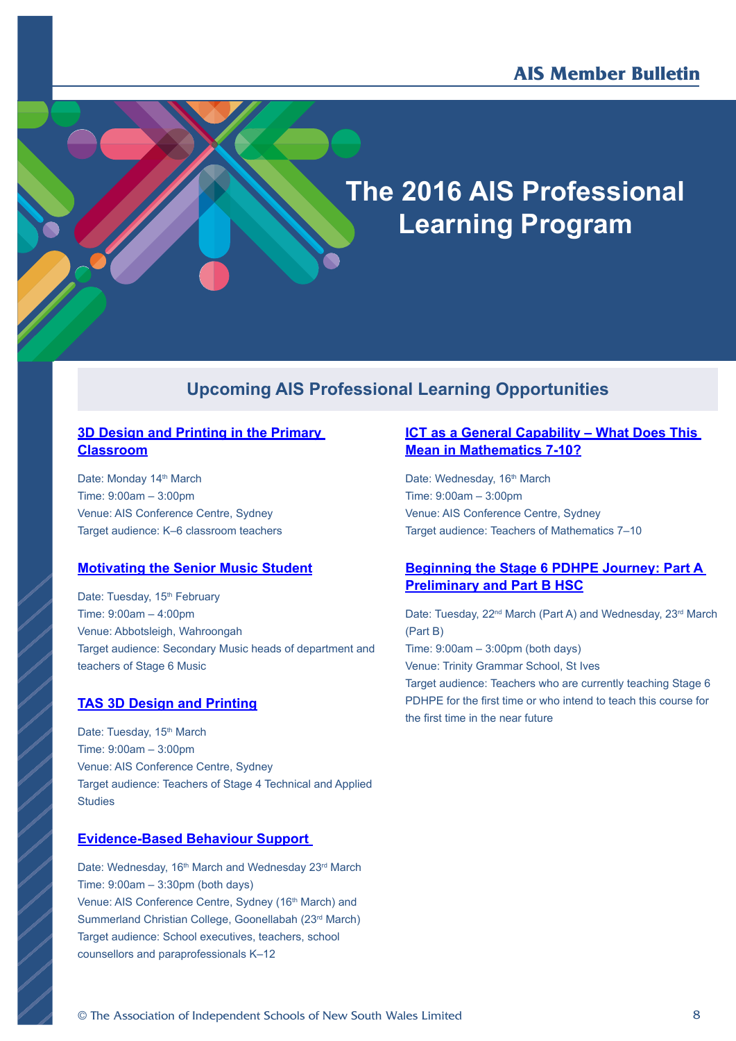# The 2016 AIS Professional Learning Program

## Upcoming AIS Professional Learning Opportunities

### 3D Design and Printing in the Primary Classroom

Date: Monday 14th March
Time: 9:00am – 3:00pm
Venue: AIS Conference Centre, Sydney
Target audience: K–6 classroom teachers

### Motivating the Senior Music Student

Date: Tuesday, 15th February
Time: 9:00am – 4:00pm
Venue: Abbotsleigh, Wahroongah
Target audience: Secondary Music heads of department and teachers of Stage 6 Music

### TAS 3D Design and Printing

Date: Tuesday, 15th March
Time: 9:00am – 3:00pm
Venue: AIS Conference Centre, Sydney
Target audience: Teachers of Stage 4 Technical and Applied Studies

### Evidence-Based Behaviour Support

Date: Wednesday, 16th March and Wednesday 23rd March
Time: 9:00am – 3:30pm (both days)
Venue: AIS Conference Centre, Sydney (16th March) and Summerland Christian College, Goonellabah (23rd March)
Target audience: School executives, teachers, school counsellors and paraprofessionals K–12

### ICT as a General Capability – What Does This Mean in Mathematics 7-10?

Date: Wednesday, 16th March
Time: 9:00am – 3:00pm
Venue: AIS Conference Centre, Sydney
Target audience: Teachers of Mathematics 7–10

### Beginning the Stage 6 PDHPE Journey: Part A Preliminary and Part B HSC

Date: Tuesday, 22nd March (Part A) and Wednesday, 23rd March (Part B)
Time: 9:00am – 3:00pm (both days)
Venue: Trinity Grammar School, St Ives
Target audience: Teachers who are currently teaching Stage 6 PDHPE for the first time or who intend to teach this course for the first time in the near future